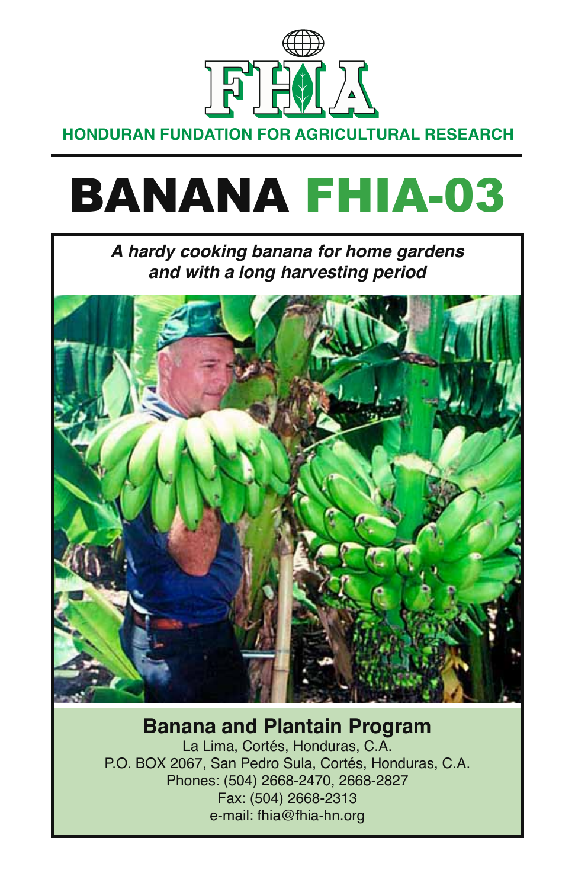FHIA

HONDURAN FUNDATION FOR AGRICULTURAL RESEARCH

# BANANA FHIA-03

***A hardy cooking banana for home gardens and with a long harvesting period***

## Banana and Plantain Program

La Lima, Cortés, Honduras, C.A.
P.O. BOX 2067, San Pedro Sula, Cortés, Honduras, C.A.
Phones: (504) 2668-2470, 2668-2827
Fax: (504) 2668-2313
e-mail: fhia@fhia-hn.org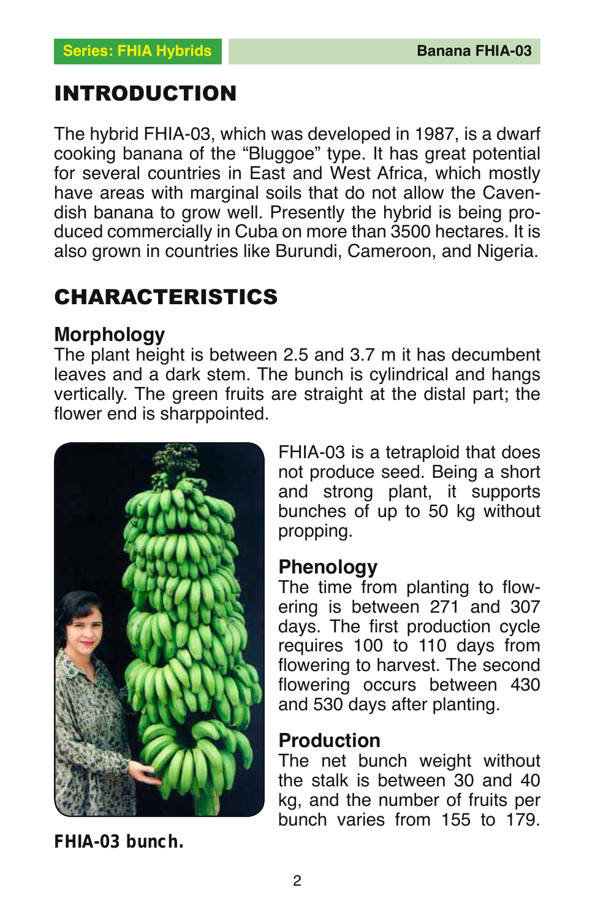# INTRODUCTION

The hybrid FHIA-03, which was developed in 1987, is a dwarf cooking banana of the "Bluggoe" type. It has great potential for several countries in East and West Africa, which mostly have areas with marginal soils that do not allow the Cavendish banana to grow well. Presently the hybrid is being produced commercially in Cuba on more than 3500 hectares. It is also grown in countries like Burundi, Cameroon, and Nigeria.

# CHARACTERISTICS

## Morphology

The plant height is between 2.5 and 3.7 m it has decumbent leaves and a dark stem. The bunch is cylindrical and hangs vertically. The green fruits are straight at the distal part; the flower end is sharppointed.

FHIA-03 is a tetraploid that does not produce seed. Being a short and strong plant, it supports bunches of up to 50 kg without propping.

**FHIA-03 bunch.**

## Phenology

The time from planting to flowering is between 271 and 307 days. The first production cycle requires 100 to 110 days from flowering to harvest. The second flowering occurs between 430 and 530 days after planting.

## Production

The net bunch weight without the stalk is between 30 and 40 kg, and the number of fruits per bunch varies from 155 to 179.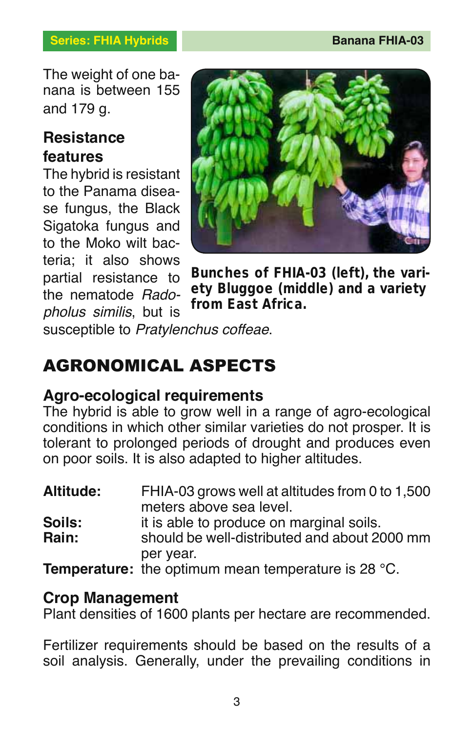The weight of one banana is between 155 and 179 g.

### Resistance features

The hybrid is resistant to the Panama disease fungus, the Black Sigatoka fungus and to the Moko wilt bacteria; it also shows partial resistance to the nematode *Radopholus similis*, but is susceptible to *Pratylenchus coffeae*.

**Bunches of FHIA-03 (left), the variety Bluggoe (middle) and a variety from East Africa.**

## AGRONOMICAL ASPECTS

### Agro-ecological requirements

The hybrid is able to grow well in a range of agro-ecological conditions in which other similar varieties do not prosper. It is tolerant to prolonged periods of drought and produces even on poor soils. It is also adapted to higher altitudes.

**Altitude:** FHIA-03 grows well at altitudes from 0 to 1,500 meters above sea level.
**Soils:** it is able to produce on marginal soils.
**Rain:** should be well-distributed and about 2000 mm per year.
**Temperature:** the optimum mean temperature is 28 °C.

### Crop Management

Plant densities of 1600 plants per hectare are recommended.

Fertilizer requirements should be based on the results of a soil analysis. Generally, under the prevailing conditions in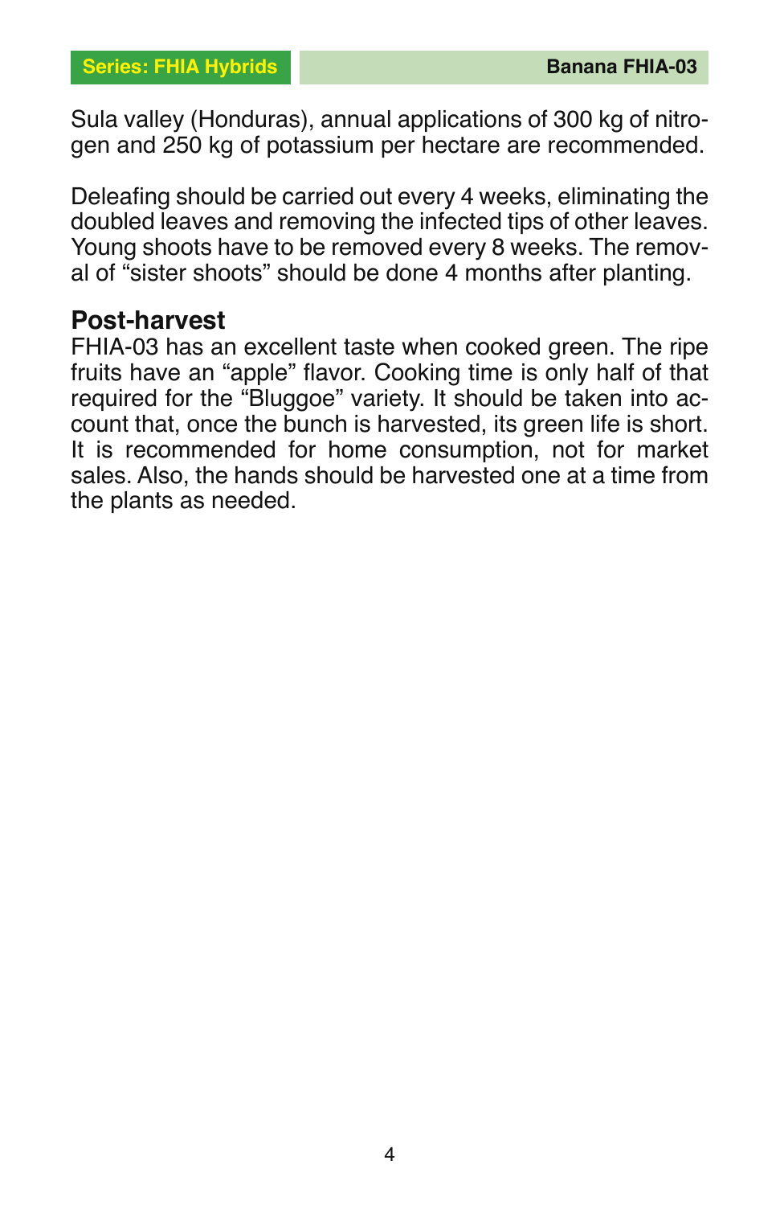Sula valley (Honduras), annual applications of 300 kg of nitrogen and 250 kg of potassium per hectare are recommended.

Deleafing should be carried out every 4 weeks, eliminating the doubled leaves and removing the infected tips of other leaves. Young shoots have to be removed every 8 weeks. The removal of “sister shoots” should be done 4 months after planting.

## Post-harvest

FHIA-03 has an excellent taste when cooked green. The ripe fruits have an “apple” flavor. Cooking time is only half of that required for the “Bluggoe” variety. It should be taken into account that, once the bunch is harvested, its green life is short. It is recommended for home consumption, not for market sales. Also, the hands should be harvested one at a time from the plants as needed.